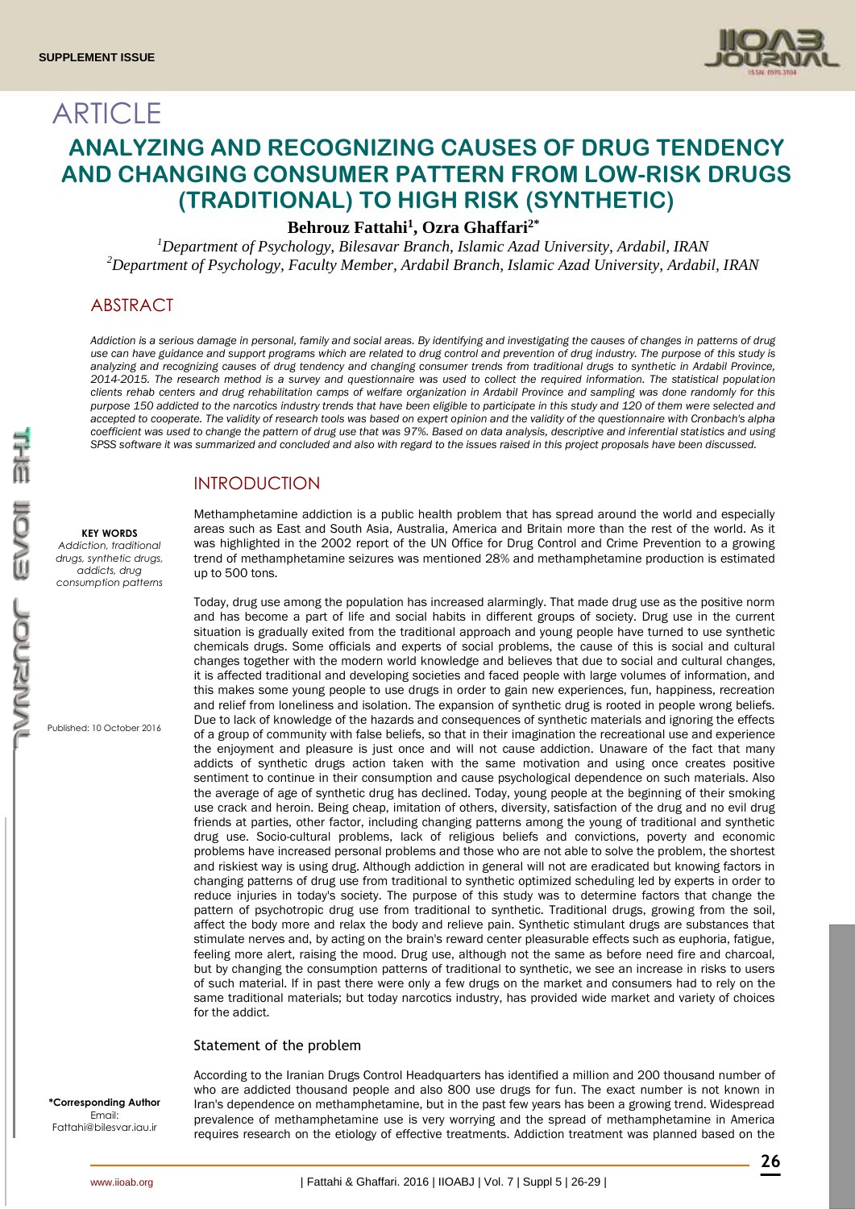SUPPLEMENT ISSUE

# ARTICLE

# ANALYZING AND RECOGNIZING CAUSES OF DRUG TENDENCY AND CHANGING CONSUMER PATTERN FROM LOW-RISK DRUGS (TRADITIONAL) TO HIGH RISK (SYNTHETIC)

**Behrouz Fattahi[1], Ozra Ghaffari[2*]**

*[1]Department of Psychology, Bilesavar Branch, Islamic Azad University, Ardabil, IRAN*
*[2]Department of Psychology, Faculty Member, Ardabil Branch, Islamic Azad University, Ardabil, IRAN*

## ABSTRACT

*Addiction is a serious damage in personal, family and social areas. By identifying and investigating the causes of changes in patterns of drug use can have guidance and support programs which are related to drug control and prevention of drug industry. The purpose of this study is analyzing and recognizing causes of drug tendency and changing consumer trends from traditional drugs to synthetic in Ardabil Province, 2014-2015. The research method is a survey and questionnaire was used to collect the required information. The statistical population clients rehab centers and drug rehabilitation camps of welfare organization in Ardabil Province and sampling was done randomly for this purpose 150 addicted to the narcotics industry trends that have been eligible to participate in this study and 120 of them were selected and accepted to cooperate. The validity of research tools was based on expert opinion and the validity of the questionnaire with Cronbach's alpha coefficient was used to change the pattern of drug use that was 97%. Based on data analysis, descriptive and inferential statistics and using SPSS software it was summarized and concluded and also with regard to the issues raised in this project proposals have been discussed.*

**KEY WORDS**
*Addiction, traditional drugs, synthetic drugs, addicts, drug consumption patterns*

Published: 10 October 2016

**\*Corresponding Author**
Email:
Fattahi@bilesvar.iau.ir

## INTRODUCTION

Methamphetamine addiction is a public health problem that has spread around the world and especially areas such as East and South Asia, Australia, America and Britain more than the rest of the world. As it was highlighted in the 2002 report of the UN Office for Drug Control and Crime Prevention to a growing trend of methamphetamine seizures was mentioned 28% and methamphetamine production is estimated up to 500 tons.

Today, drug use among the population has increased alarmingly. That made drug use as the positive norm and has become a part of life and social habits in different groups of society. Drug use in the current situation is gradually exited from the traditional approach and young people have turned to use synthetic chemicals drugs. Some officials and experts of social problems, the cause of this is social and cultural changes together with the modern world knowledge and believes that due to social and cultural changes, it is affected traditional and developing societies and faced people with large volumes of information, and this makes some young people to use drugs in order to gain new experiences, fun, happiness, recreation and relief from loneliness and isolation. The expansion of synthetic drug is rooted in people wrong beliefs. Due to lack of knowledge of the hazards and consequences of synthetic materials and ignoring the effects of a group of community with false beliefs, so that in their imagination the recreational use and experience the enjoyment and pleasure is just once and will not cause addiction. Unaware of the fact that many addicts of synthetic drugs action taken with the same motivation and using once creates positive sentiment to continue in their consumption and cause psychological dependence on such materials. Also the average of age of synthetic drug has declined. Today, young people at the beginning of their smoking use crack and heroin. Being cheap, imitation of others, diversity, satisfaction of the drug and no evil drug friends at parties, other factor, including changing patterns among the young of traditional and synthetic drug use. Socio-cultural problems, lack of religious beliefs and convictions, poverty and economic problems have increased personal problems and those who are not able to solve the problem, the shortest and riskiest way is using drug. Although addiction in general will not are eradicated but knowing factors in changing patterns of drug use from traditional to synthetic optimized scheduling led by experts in order to reduce injuries in today's society. The purpose of this study was to determine factors that change the pattern of psychotropic drug use from traditional to synthetic. Traditional drugs, growing from the soil, affect the body more and relax the body and relieve pain. Synthetic stimulant drugs are substances that stimulate nerves and, by acting on the brain's reward center pleasurable effects such as euphoria, fatigue, feeling more alert, raising the mood. Drug use, although not the same as before need fire and charcoal, but by changing the consumption patterns of traditional to synthetic, we see an increase in risks to users of such material. If in past there were only a few drugs on the market and consumers had to rely on the same traditional materials; but today narcotics industry, has provided wide market and variety of choices for the addict.

### Statement of the problem

According to the Iranian Drugs Control Headquarters has identified a million and 200 thousand number of who are addicted thousand people and also 800 use drugs for fun. The exact number is not known in Iran's dependence on methamphetamine, but in the past few years has been a growing trend. Widespread prevalence of methamphetamine use is very worrying and the spread of methamphetamine in America requires research on the etiology of effective treatments. Addiction treatment was planned based on the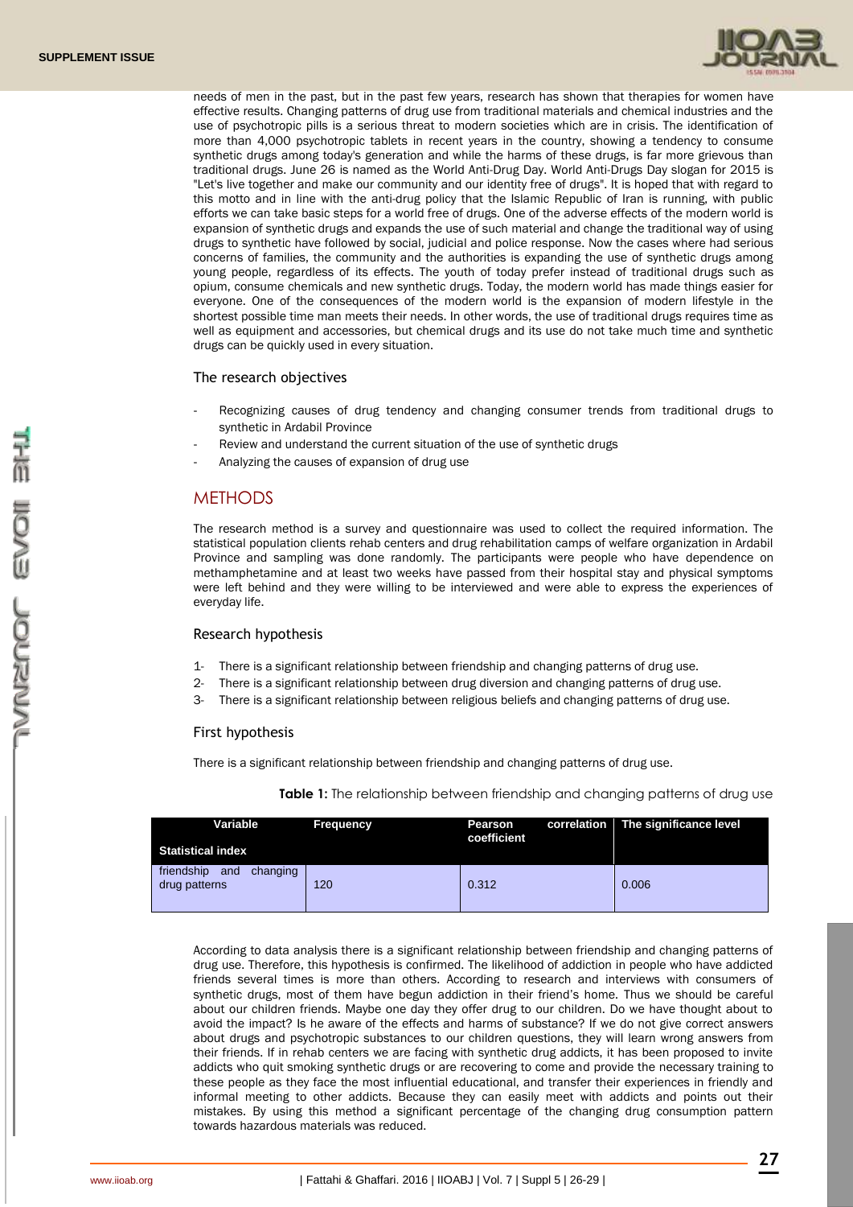needs of men in the past, but in the past few years, research has shown that therapies for women have effective results. Changing patterns of drug use from traditional materials and chemical industries and the use of psychotropic pills is a serious threat to modern societies which are in crisis. The identification of more than 4,000 psychotropic tablets in recent years in the country, showing a tendency to consume synthetic drugs among today's generation and while the harms of these drugs, is far more grievous than traditional drugs. June 26 is named as the World Anti-Drug Day. World Anti-Drugs Day slogan for 2015 is "Let's live together and make our community and our identity free of drugs". It is hoped that with regard to this motto and in line with the anti-drug policy that the Islamic Republic of Iran is running, with public efforts we can take basic steps for a world free of drugs. One of the adverse effects of the modern world is expansion of synthetic drugs and expands the use of such material and change the traditional way of using drugs to synthetic have followed by social, judicial and police response. Now the cases where had serious concerns of families, the community and the authorities is expanding the use of synthetic drugs among young people, regardless of its effects. The youth of today prefer instead of traditional drugs such as opium, consume chemicals and new synthetic drugs. Today, the modern world has made things easier for everyone. One of the consequences of the modern world is the expansion of modern lifestyle in the shortest possible time man meets their needs. In other words, the use of traditional drugs requires time as well as equipment and accessories, but chemical drugs and its use do not take much time and synthetic drugs can be quickly used in every situation.

### The research objectives

- Recognizing causes of drug tendency and changing consumer trends from traditional drugs to synthetic in Ardabil Province
- Review and understand the current situation of the use of synthetic drugs
- Analyzing the causes of expansion of drug use

## METHODS

The research method is a survey and questionnaire was used to collect the required information. The statistical population clients rehab centers and drug rehabilitation camps of welfare organization in Ardabil Province and sampling was done randomly. The participants were people who have dependence on methamphetamine and at least two weeks have passed from their hospital stay and physical symptoms were left behind and they were willing to be interviewed and were able to express the experiences of everyday life.

### Research hypothesis

1- There is a significant relationship between friendship and changing patterns of drug use.
2- There is a significant relationship between drug diversion and changing patterns of drug use.
3- There is a significant relationship between religious beliefs and changing patterns of drug use.

### First hypothesis

There is a significant relationship between friendship and changing patterns of drug use.

**Table 1:** The relationship between friendship and changing patterns of drug use

| Variable / Statistical index | Frequency | Pearson correlation coefficient | The significance level |
|---|---|---|---|
| friendship and changing drug patterns | 120 | 0.312 | 0.006 |

According to data analysis there is a significant relationship between friendship and changing patterns of drug use. Therefore, this hypothesis is confirmed. The likelihood of addiction in people who have addicted friends several times is more than others. According to research and interviews with consumers of synthetic drugs, most of them have begun addiction in their friend's home. Thus we should be careful about our children friends. Maybe one day they offer drug to our children. Do we have thought about to avoid the impact? Is he aware of the effects and harms of substance? If we do not give correct answers about drugs and psychotropic substances to our children questions, they will learn wrong answers from their friends. If in rehab centers we are facing with synthetic drug addicts, it has been proposed to invite addicts who quit smoking synthetic drugs or are recovering to come and provide the necessary training to these people as they face the most influential educational, and transfer their experiences in friendly and informal meeting to other addicts. Because they can easily meet with addicts and points out their mistakes. By using this method a significant percentage of the changing drug consumption pattern towards hazardous materials was reduced.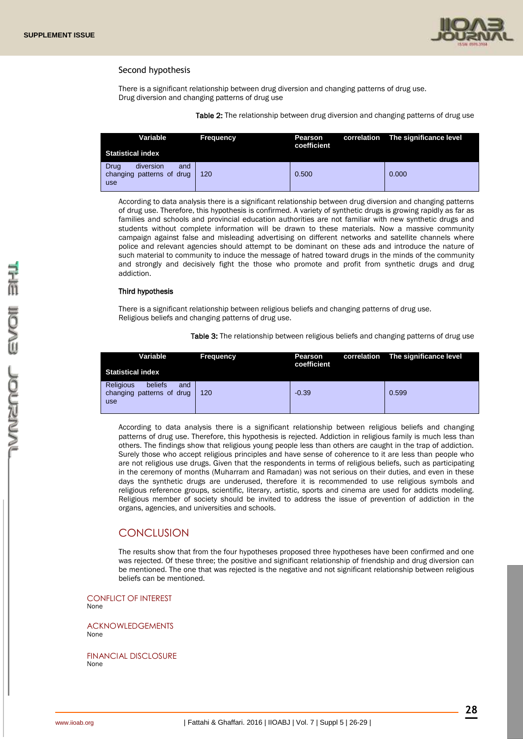Second hypothesis

There is a significant relationship between drug diversion and changing patterns of drug use.
Drug diversion and changing patterns of drug use

**Table 2:** The relationship between drug diversion and changing patterns of drug use

| Variable<br>Statistical index | Frequency | Pearson correlation coefficient | The significance level |
|---|---|---|---|
| Drug diversion and changing patterns of drug use | 120 | 0.500 | 0.000 |

According to data analysis there is a significant relationship between drug diversion and changing patterns of drug use. Therefore, this hypothesis is confirmed. A variety of synthetic drugs is growing rapidly as far as families and schools and provincial education authorities are not familiar with new synthetic drugs and students without complete information will be drawn to these materials. Now a massive community campaign against false and misleading advertising on different networks and satellite channels where police and relevant agencies should attempt to be dominant on these ads and introduce the nature of such material to community to induce the message of hatred toward drugs in the minds of the community and strongly and decisively fight the those who promote and profit from synthetic drugs and drug addiction.

**Third hypothesis**

There is a significant relationship between religious beliefs and changing patterns of drug use.
Religious beliefs and changing patterns of drug use.

**Table 3:** The relationship between religious beliefs and changing patterns of drug use

| Variable<br>Statistical index | Frequency | Pearson correlation coefficient | The significance level |
|---|---|---|---|
| Religious beliefs and changing patterns of drug use | 120 | -0.39 | 0.599 |

According to data analysis there is a significant relationship between religious beliefs and changing patterns of drug use. Therefore, this hypothesis is rejected. Addiction in religious family is much less than others. The findings show that religious young people less than others are caught in the trap of addiction. Surely those who accept religious principles and have sense of coherence to it are less than people who are not religious use drugs. Given that the respondents in terms of religious beliefs, such as participating in the ceremony of months (Muharram and Ramadan) was not serious on their duties, and even in these days the synthetic drugs are underused, therefore it is recommended to use religious symbols and religious reference groups, scientific, literary, artistic, sports and cinema are used for addicts modeling. Religious member of society should be invited to address the issue of prevention of addiction in the organs, agencies, and universities and schools.

## CONCLUSION

The results show that from the four hypotheses proposed three hypotheses have been confirmed and one was rejected. Of these three; the positive and significant relationship of friendship and drug diversion can be mentioned. The one that was rejected is the negative and not significant relationship between religious beliefs can be mentioned.

### CONFLICT OF INTEREST

None

### ACKNOWLEDGEMENTS

None

### FINANCIAL DISCLOSURE

None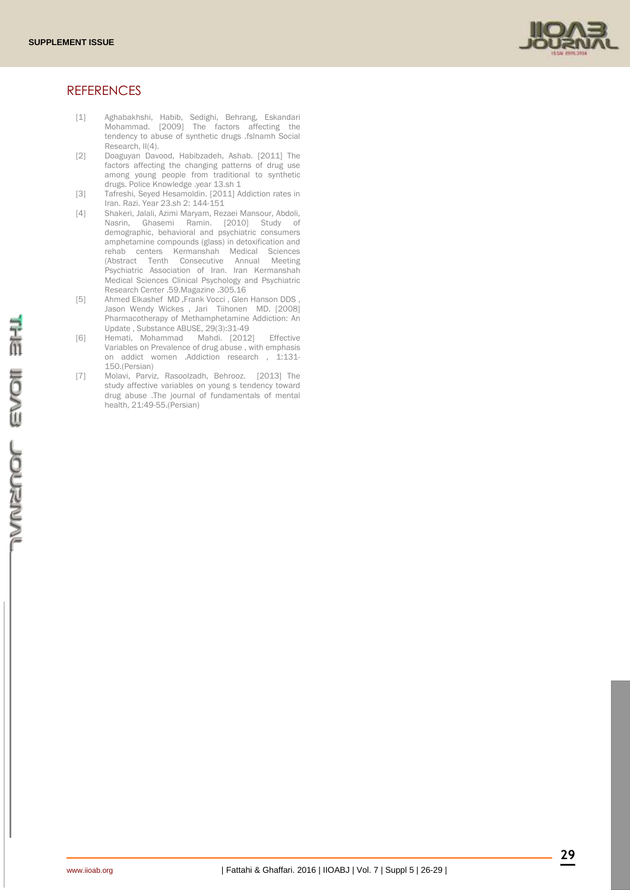## REFERENCES

[1] Aghabakhshi, Habib, Sedighi, Behrang, Eskandari Mohammad. [2009] The factors affecting the tendency to abuse of synthetic drugs .fslnamh Social Research, II(4).

[2] Doaguyan Davood, Habibzadeh, Ashab. [2011] The factors affecting the changing patterns of drug use among young people from traditional to synthetic drugs. Police Knowledge .year 13.sh 1

[3] Tafreshi, Seyed Hesamoldin. [2011] Addiction rates in Iran. Razi. Year 23.sh 2: 144-151

[4] Shakeri, Jalali, Azimi Maryam, Rezaei Mansour, Abdoli, Nasrin, Ghasemi Ramin. [2010] Study of demographic, behavioral and psychiatric consumers amphetamine compounds (glass) in detoxification and rehab centers Kermanshah Medical Sciences (Abstract Tenth Consecutive Annual Meeting Psychiatric Association of Iran. Iran Kermanshah Medical Sciences Clinical Psychology and Psychiatric Research Center .59.Magazine .305.16

[5] Ahmed Elkashef MD ,Frank Vocci , Glen Hanson DDS , Jason Wendy Wickes , Jari Tiihonen MD. [2008] Pharmacotherapy of Methamphetamine Addiction: An Update , Substance ABUSE, 29(3):31-49

[6] Hemati, Mohammad Mahdi. [2012] Effective Variables on Prevalence of drug abuse , with emphasis on addict women .Addiction research , 1:131-150.(Persian)

[7] Molavi, Parviz, Rasoolzadh, Behrooz. [2013] The study affective variables on young s tendency toward drug abuse .The journal of fundamentals of mental health, 21:49-55.(Persian)